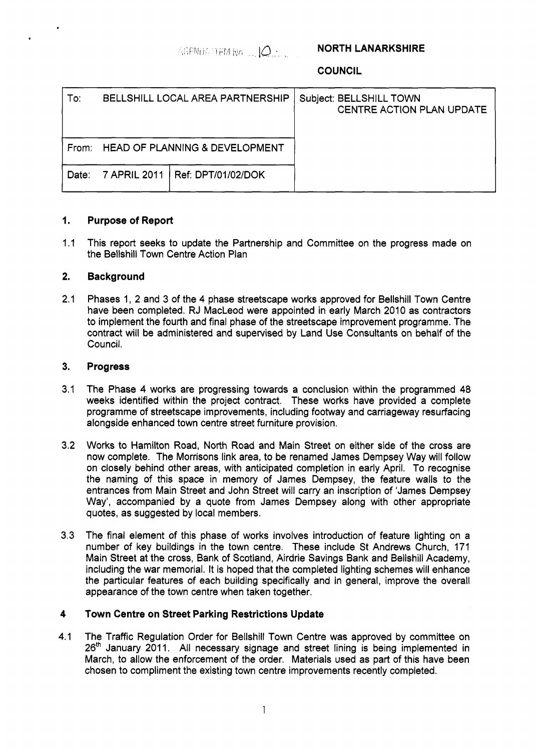AGENDA ITEM No 10

**NORTH LANARKSHIRE**

**COUNCIL**

| To: BELLSHILL LOCAL AREA PARTNERSHIP | | Subject: BELLSHILL TOWN CENTRE ACTION PLAN UPDATE |
|---|---|---|
| From: HEAD OF PLANNING & DEVELOPMENT | | |
| Date: 7 APRIL 2011 | Ref: DPT/01/02/DOK | |

## 1. Purpose of Report

1.1 This report seeks to update the Partnership and Committee on the progress made on the Bellshill Town Centre Action Plan

## 2. Background

2.1 Phases 1, 2 and 3 of the 4 phase streetscape works approved for Bellshill Town Centre have been completed. RJ MacLeod were appointed in early March 2010 as contractors to implement the fourth and final phase of the streetscape improvement programme. The contract will be administered and supervised by Land Use Consultants on behalf of the Council.

## 3. Progress

3.1 The Phase 4 works are progressing towards a conclusion within the programmed 48 weeks identified within the project contract. These works have provided a complete programme of streetscape improvements, including footway and carriageway resurfacing alongside enhanced town centre street furniture provision.

3.2 Works to Hamilton Road, North Road and Main Street on either side of the cross are now complete. The Morrisons link area, to be renamed James Dempsey Way will follow on closely behind other areas, with anticipated completion in early April. To recognise the naming of this space in memory of James Dempsey, the feature walls to the entrances from Main Street and John Street will carry an inscription of 'James Dempsey Way', accompanied by a quote from James Dempsey along with other appropriate quotes, as suggested by local members.

3.3 The final element of this phase of works involves introduction of feature lighting on a number of key buildings in the town centre. These include St Andrews Church, 171 Main Street at the cross, Bank of Scotland, Airdrie Savings Bank and Bellshill Academy, including the war memorial. It is hoped that the completed lighting schemes will enhance the particular features of each building specifically and in general, improve the overall appearance of the town centre when taken together.

## 4 Town Centre on Street Parking Restrictions Update

4.1 The Traffic Regulation Order for Bellshill Town Centre was approved by committee on 26th January 2011. All necessary signage and street lining is being implemented in March, to allow the enforcement of the order. Materials used as part of this have been chosen to compliment the existing town centre improvements recently completed.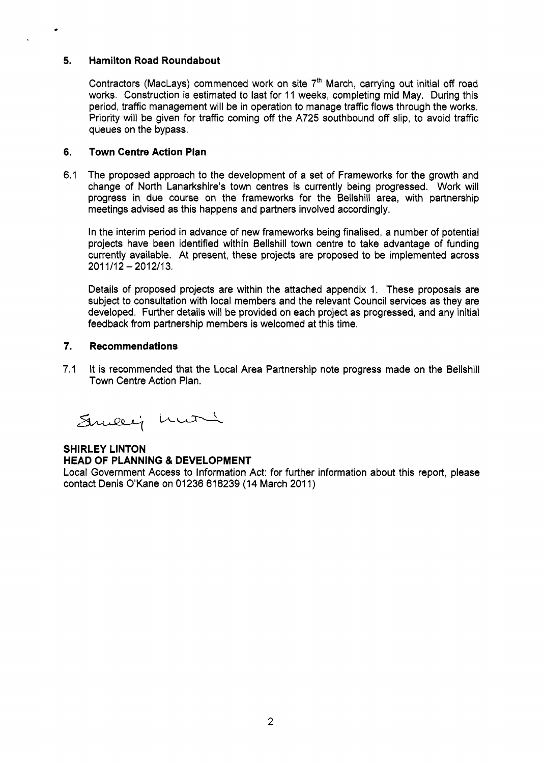## 5. Hamilton Road Roundabout

Contractors (MacLays) commenced work on site 7th March, carrying out initial off road works. Construction is estimated to last for 11 weeks, completing mid May. During this period, traffic management will be in operation to manage traffic flows through the works. Priority will be given for traffic coming off the A725 southbound off slip, to avoid traffic queues on the bypass.

## 6. Town Centre Action Plan

6.1 The proposed approach to the development of a set of Frameworks for the growth and change of North Lanarkshire's town centres is currently being progressed. Work will progress in due course on the frameworks for the Bellshill area, with partnership meetings advised as this happens and partners involved accordingly.

In the interim period in advance of new frameworks being finalised, a number of potential projects have been identified within Bellshill town centre to take advantage of funding currently available. At present, these projects are proposed to be implemented across 2011/12 – 2012/13.

Details of proposed projects are within the attached appendix 1. These proposals are subject to consultation with local members and the relevant Council services as they are developed. Further details will be provided on each project as progressed, and any initial feedback from partnership members is welcomed at this time.

## 7. Recommendations

7.1 It is recommended that the Local Area Partnership note progress made on the Bellshill Town Centre Action Plan.

**SHIRLEY LINTON**
**HEAD OF PLANNING & DEVELOPMENT**

Local Government Access to Information Act: for further information about this report, please contact Denis O'Kane on 01236 616239 (14 March 2011)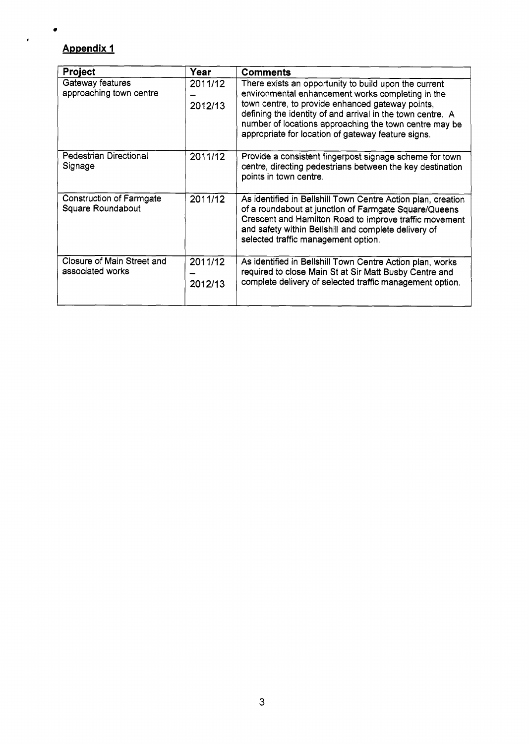**Appendix 1**

| Project | Year | Comments |
|---|---|---|
| Gateway features approaching town centre | 2011/12 – 2012/13 | There exists an opportunity to build upon the current environmental enhancement works completing in the town centre, to provide enhanced gateway points, defining the identity of and arrival in the town centre. A number of locations approaching the town centre may be appropriate for location of gateway feature signs. |
| Pedestrian Directional Signage | 2011/12 | Provide a consistent fingerpost signage scheme for town centre, directing pedestrians between the key destination points in town centre. |
| Construction of Farmgate Square Roundabout | 2011/12 | As identified in Bellshill Town Centre Action plan, creation of a roundabout at junction of Farmgate Square/Queens Crescent and Hamilton Road to improve traffic movement and safety within Bellshill and complete delivery of selected traffic management option. |
| Closure of Main Street and associated works | 2011/12 – 2012/13 | As identified in Bellshill Town Centre Action plan, works required to close Main St at Sir Matt Busby Centre and complete delivery of selected traffic management option. |